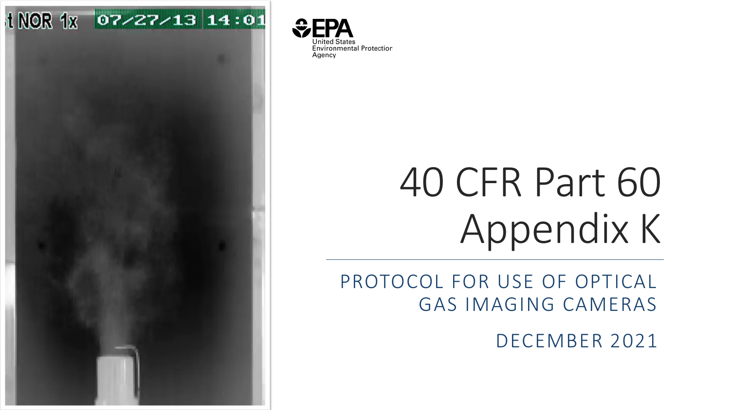United States Environmental Protection Agency

# 40 CFR Part 60 Appendix K

## PROTOCOL FOR USE OF OPTICAL GAS IMAGING CAMERAS

DECEMBER 2021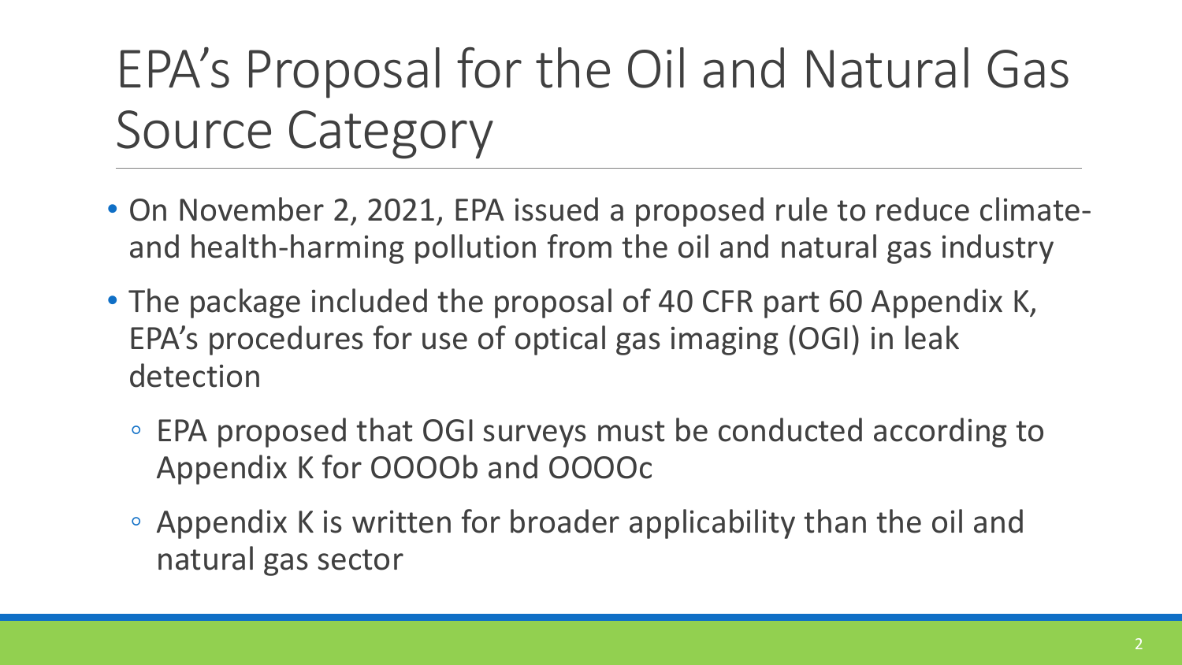# EPA's Proposal for the Oil and Natural Gas Source Category

- On November 2, 2021, EPA issued a proposed rule to reduce climate- and health-harming pollution from the oil and natural gas industry
- The package included the proposal of 40 CFR part 60 Appendix K, EPA's procedures for use of optical gas imaging (OGI) in leak detection
  - EPA proposed that OGI surveys must be conducted according to Appendix K for OOOOb and OOOOc
  - Appendix K is written for broader applicability than the oil and natural gas sector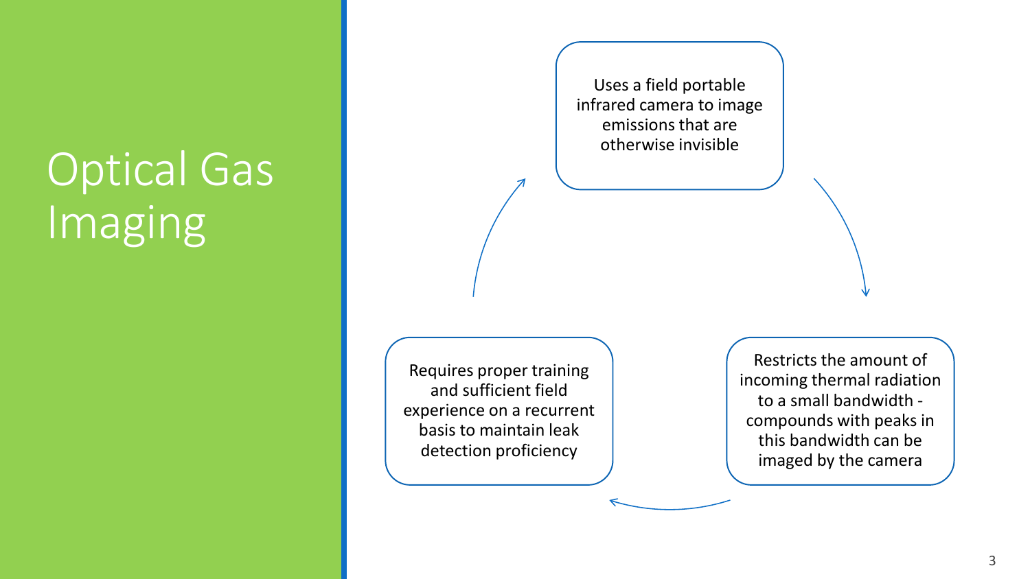# Optical Gas Imaging

- Uses a field portable infrared camera to image emissions that are otherwise invisible
- Restricts the amount of incoming thermal radiation to a small bandwidth - compounds with peaks in this bandwidth can be imaged by the camera
- Requires proper training and sufficient field experience on a recurrent basis to maintain leak detection proficiency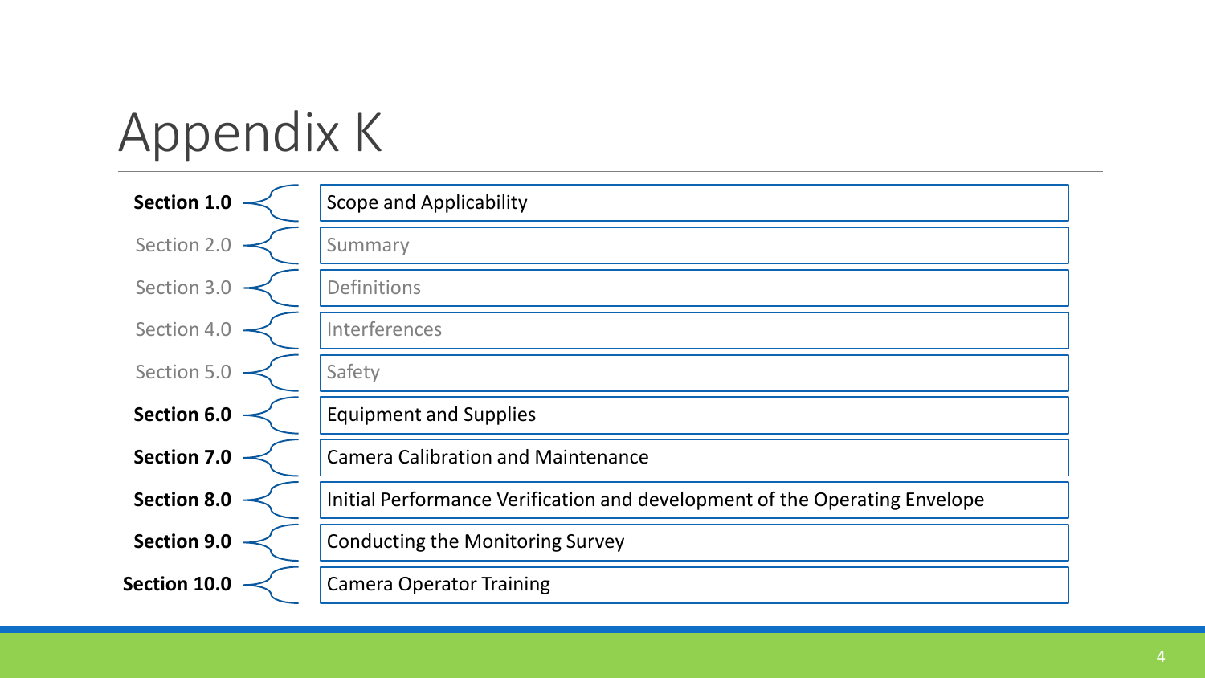# Appendix K

| Section | Title |
| --- | --- |
| **Section 1.0** | Scope and Applicability |
| Section 2.0 | Summary |
| Section 3.0 | Definitions |
| Section 4.0 | Interferences |
| Section 5.0 | Safety |
| **Section 6.0** | Equipment and Supplies |
| **Section 7.0** | Camera Calibration and Maintenance |
| **Section 8.0** | Initial Performance Verification and development of the Operating Envelope |
| **Section 9.0** | Conducting the Monitoring Survey |
| **Section 10.0** | Camera Operator Training |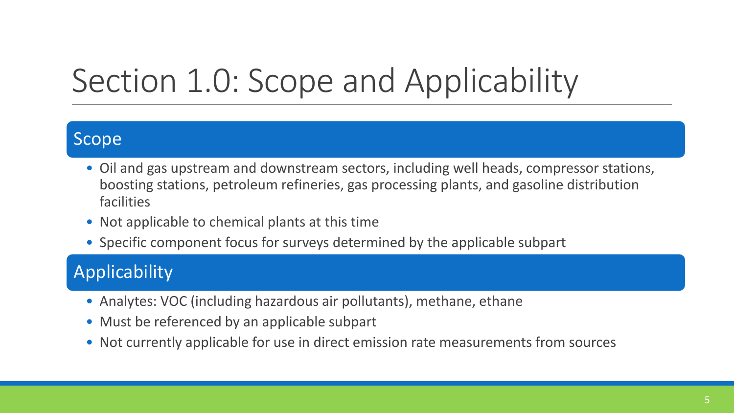# Section 1.0: Scope and Applicability

## Scope

- Oil and gas upstream and downstream sectors, including well heads, compressor stations, boosting stations, petroleum refineries, gas processing plants, and gasoline distribution facilities
- Not applicable to chemical plants at this time
- Specific component focus for surveys determined by the applicable subpart

## Applicability

- Analytes: VOC (including hazardous air pollutants), methane, ethane
- Must be referenced by an applicable subpart
- Not currently applicable for use in direct emission rate measurements from sources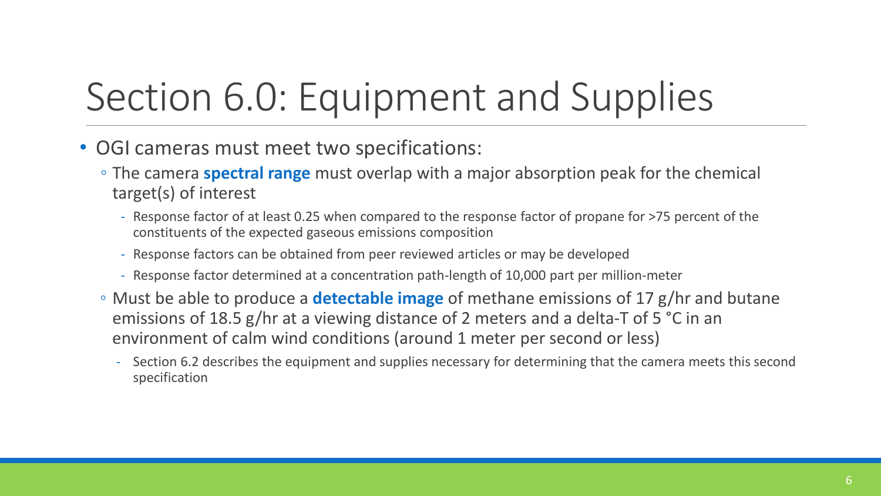# Section 6.0: Equipment and Supplies

- OGI cameras must meet two specifications:
  - The camera **spectral range** must overlap with a major absorption peak for the chemical target(s) of interest
    - Response factor of at least 0.25 when compared to the response factor of propane for >75 percent of the constituents of the expected gaseous emissions composition
    - Response factors can be obtained from peer reviewed articles or may be developed
    - Response factor determined at a concentration path-length of 10,000 part per million-meter
  - Must be able to produce a **detectable image** of methane emissions of 17 g/hr and butane emissions of 18.5 g/hr at a viewing distance of 2 meters and a delta-T of 5 °C in an environment of calm wind conditions (around 1 meter per second or less)
    - Section 6.2 describes the equipment and supplies necessary for determining that the camera meets this second specification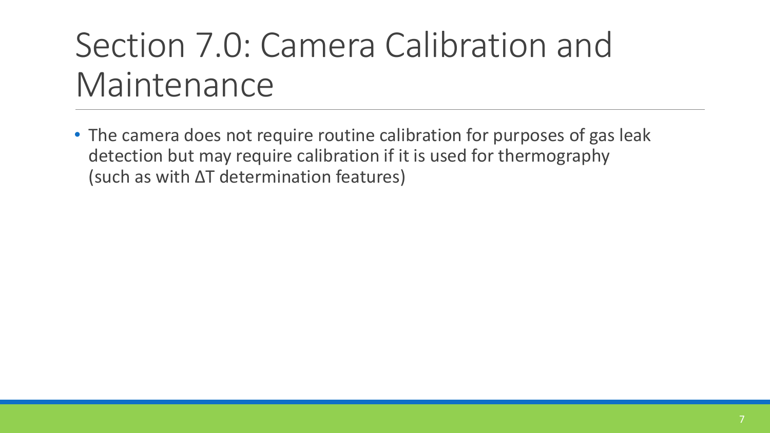# Section 7.0: Camera Calibration and Maintenance

- The camera does not require routine calibration for purposes of gas leak detection but may require calibration if it is used for thermography (such as with $\Delta T$ determination features)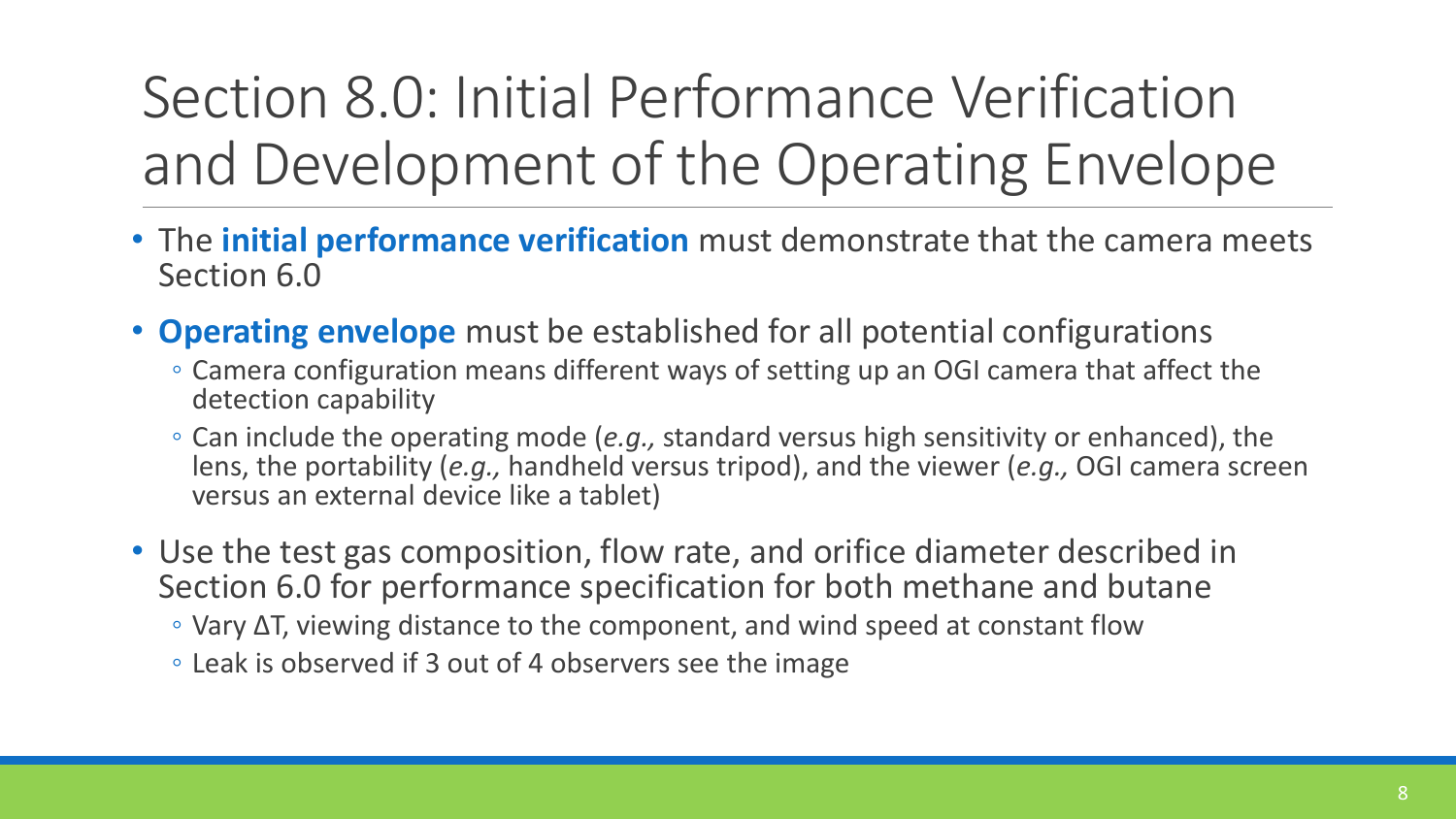# Section 8.0: Initial Performance Verification and Development of the Operating Envelope

- The **initial performance verification** must demonstrate that the camera meets Section 6.0
- **Operating envelope** must be established for all potential configurations
  - Camera configuration means different ways of setting up an OGI camera that affect the detection capability
  - Can include the operating mode (*e.g.,* standard versus high sensitivity or enhanced), the lens, the portability (*e.g.,* handheld versus tripod), and the viewer (*e.g.,* OGI camera screen versus an external device like a tablet)
- Use the test gas composition, flow rate, and orifice diameter described in Section 6.0 for performance specification for both methane and butane
  - Vary $\Delta T$, viewing distance to the component, and wind speed at constant flow
  - Leak is observed if 3 out of 4 observers see the image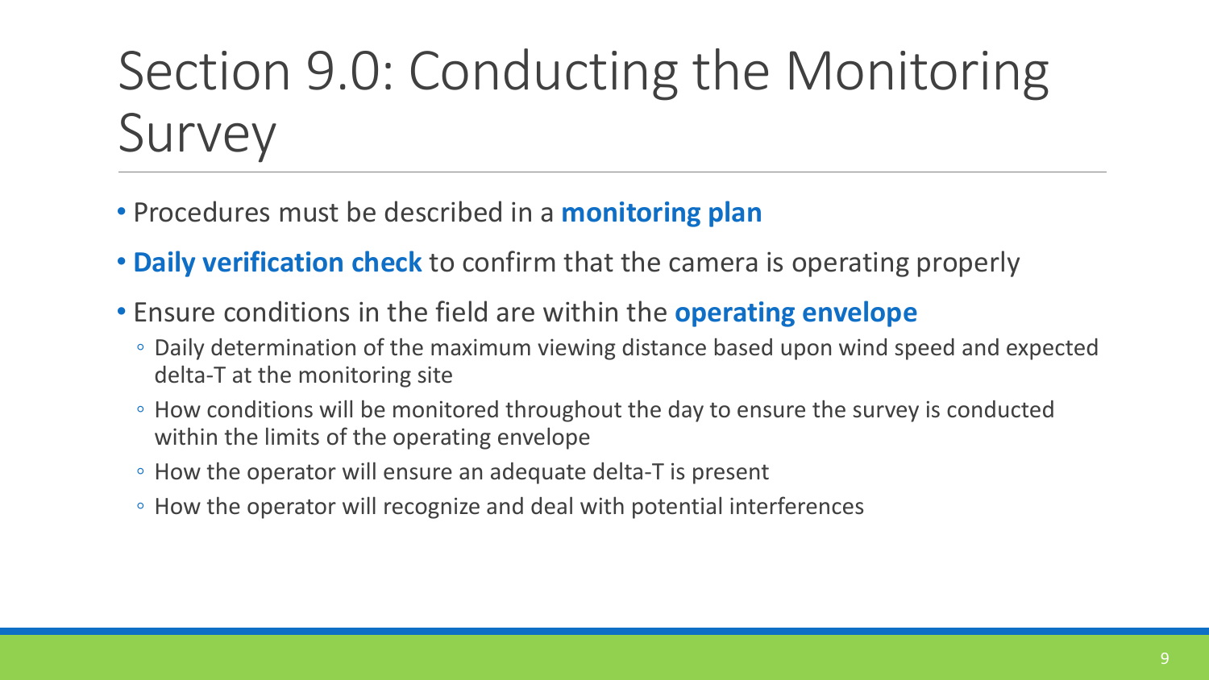# Section 9.0: Conducting the Monitoring Survey

- Procedures must be described in a **monitoring plan**
- **Daily verification check** to confirm that the camera is operating properly
- Ensure conditions in the field are within the **operating envelope**
  - Daily determination of the maximum viewing distance based upon wind speed and expected delta-T at the monitoring site
  - How conditions will be monitored throughout the day to ensure the survey is conducted within the limits of the operating envelope
  - How the operator will ensure an adequate delta-T is present
  - How the operator will recognize and deal with potential interferences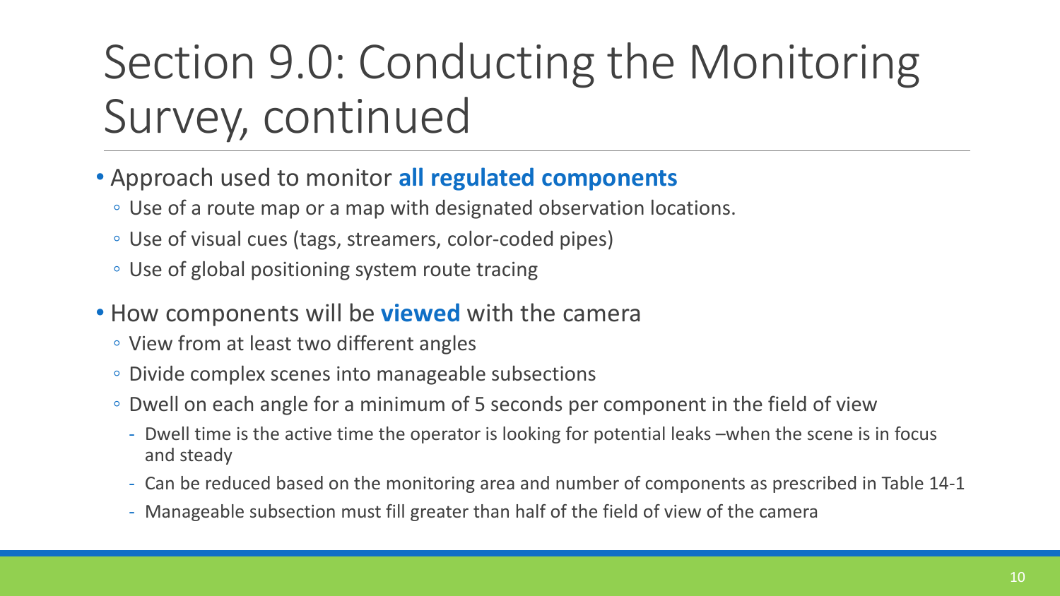# Section 9.0: Conducting the Monitoring Survey, continued

- Approach used to monitor **all regulated components**
  - Use of a route map or a map with designated observation locations.
  - Use of visual cues (tags, streamers, color-coded pipes)
  - Use of global positioning system route tracing
- How components will be **viewed** with the camera
  - View from at least two different angles
  - Divide complex scenes into manageable subsections
  - Dwell on each angle for a minimum of 5 seconds per component in the field of view
    - Dwell time is the active time the operator is looking for potential leaks –when the scene is in focus and steady
    - Can be reduced based on the monitoring area and number of components as prescribed in Table 14-1
    - Manageable subsection must fill greater than half of the field of view of the camera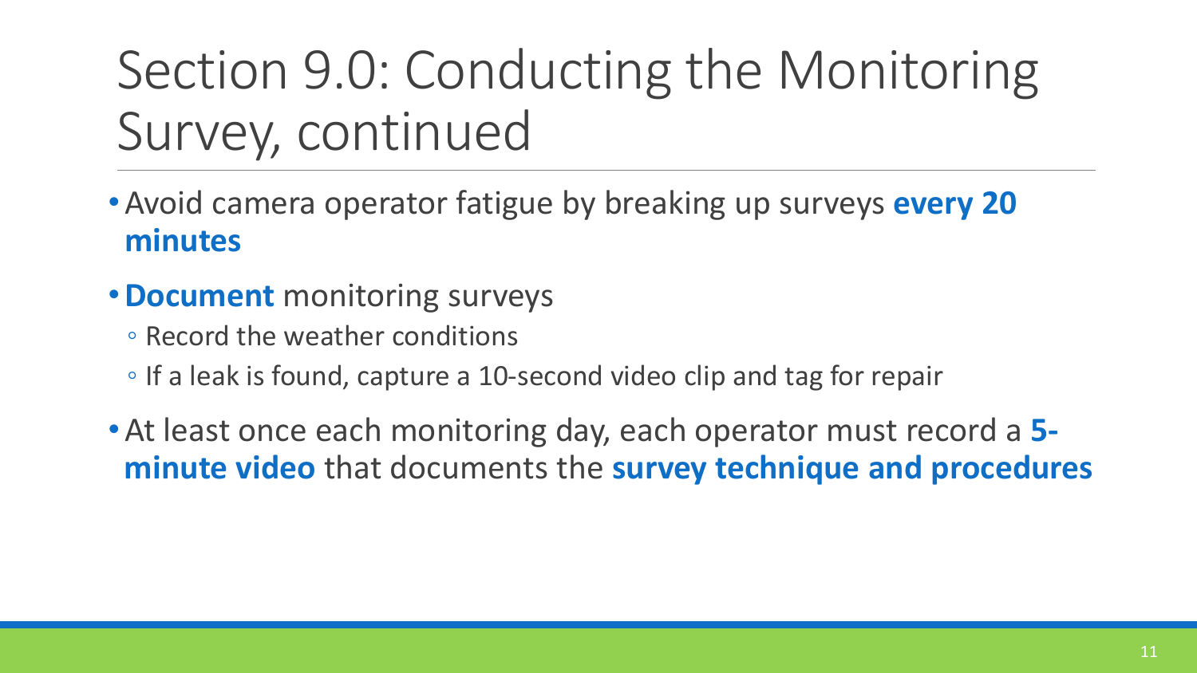# Section 9.0: Conducting the Monitoring Survey, continued

- Avoid camera operator fatigue by breaking up surveys **every 20 minutes**
- **Document** monitoring surveys
  - Record the weather conditions
  - If a leak is found, capture a 10-second video clip and tag for repair
- At least once each monitoring day, each operator must record a **5-minute video** that documents the **survey technique and procedures**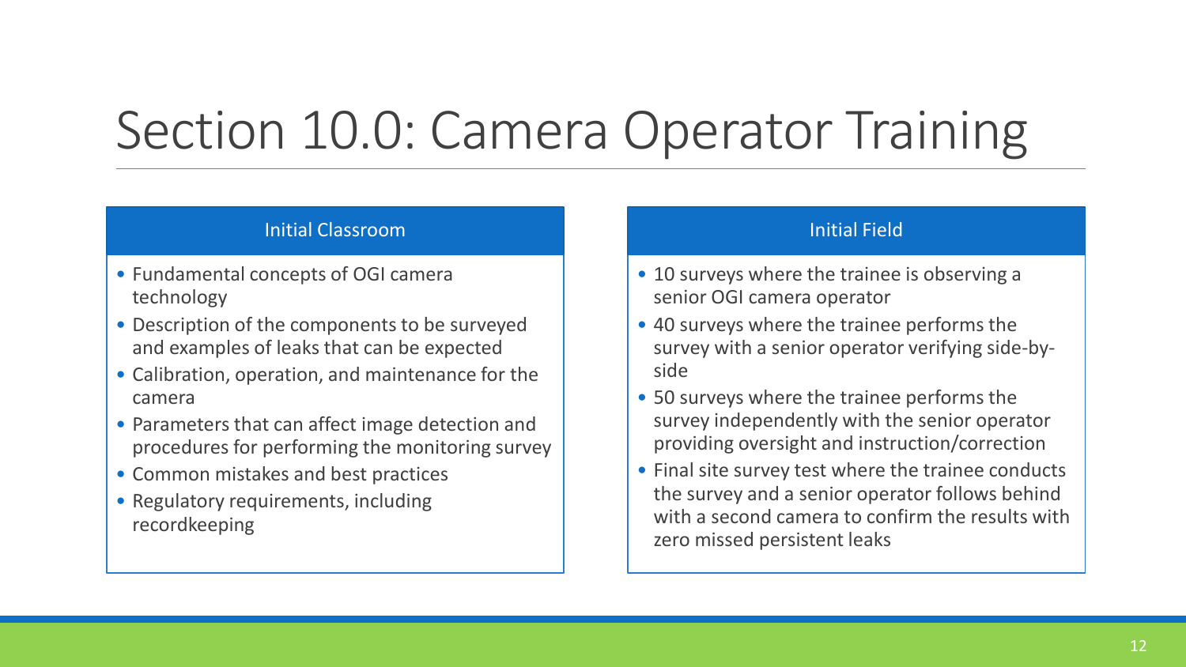# Section 10.0: Camera Operator Training

## Initial Classroom

- Fundamental concepts of OGI camera technology
- Description of the components to be surveyed and examples of leaks that can be expected
- Calibration, operation, and maintenance for the camera
- Parameters that can affect image detection and procedures for performing the monitoring survey
- Common mistakes and best practices
- Regulatory requirements, including recordkeeping

## Initial Field

- 10 surveys where the trainee is observing a senior OGI camera operator
- 40 surveys where the trainee performs the survey with a senior operator verifying side-by-side
- 50 surveys where the trainee performs the survey independently with the senior operator providing oversight and instruction/correction
- Final site survey test where the trainee conducts the survey and a senior operator follows behind with a second camera to confirm the results with zero missed persistent leaks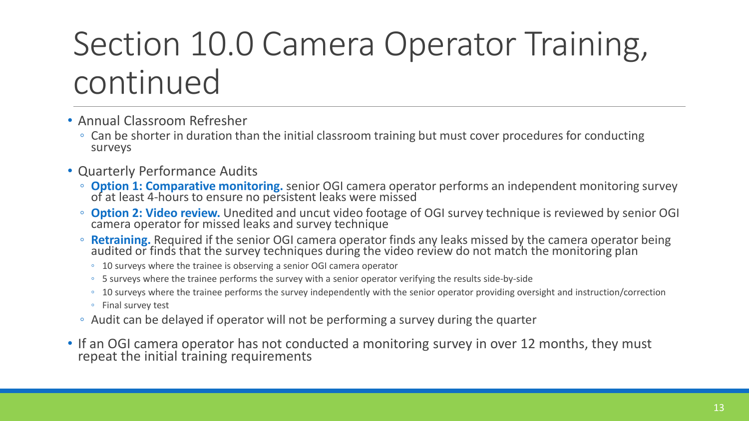# Section 10.0 Camera Operator Training, continued

- Annual Classroom Refresher
  - Can be shorter in duration than the initial classroom training but must cover procedures for conducting surveys
- Quarterly Performance Audits
  - **Option 1: Comparative monitoring.** senior OGI camera operator performs an independent monitoring survey of at least 4-hours to ensure no persistent leaks were missed
  - **Option 2: Video review.** Unedited and uncut video footage of OGI survey technique is reviewed by senior OGI camera operator for missed leaks and survey technique
  - **Retraining.** Required if the senior OGI camera operator finds any leaks missed by the camera operator being audited or finds that the survey techniques during the video review do not match the monitoring plan
    - 10 surveys where the trainee is observing a senior OGI camera operator
    - 5 surveys where the trainee performs the survey with a senior operator verifying the results side-by-side
    - 10 surveys where the trainee performs the survey independently with the senior operator providing oversight and instruction/correction
    - Final survey test
  - Audit can be delayed if operator will not be performing a survey during the quarter
- If an OGI camera operator has not conducted a monitoring survey in over 12 months, they must repeat the initial training requirements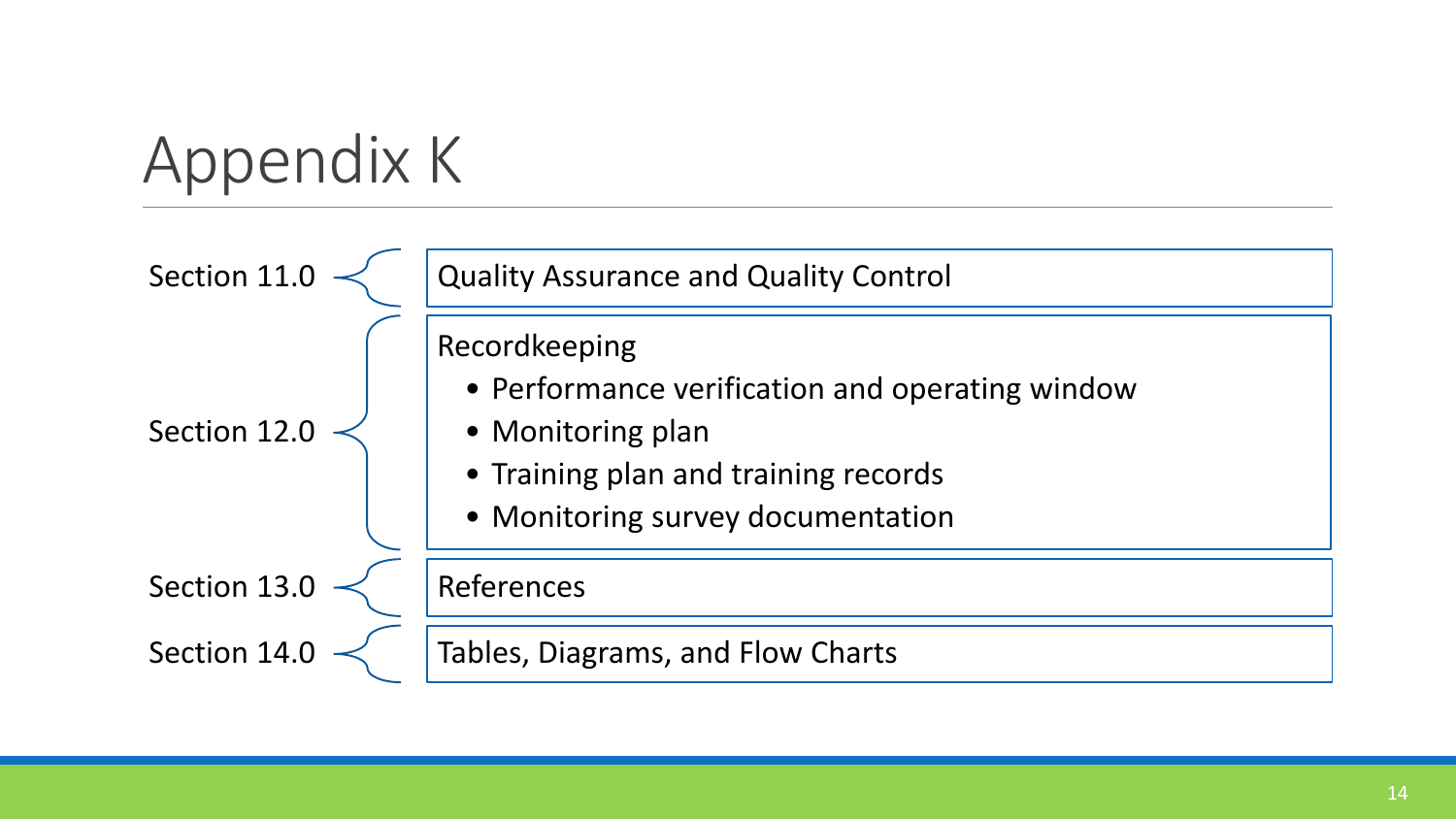# Appendix K

**Section 11.0** — Quality Assurance and Quality Control

**Section 12.0** — Recordkeeping

- Performance verification and operating window
- Monitoring plan
- Training plan and training records
- Monitoring survey documentation

**Section 13.0** — References

**Section 14.0** — Tables, Diagrams, and Flow Charts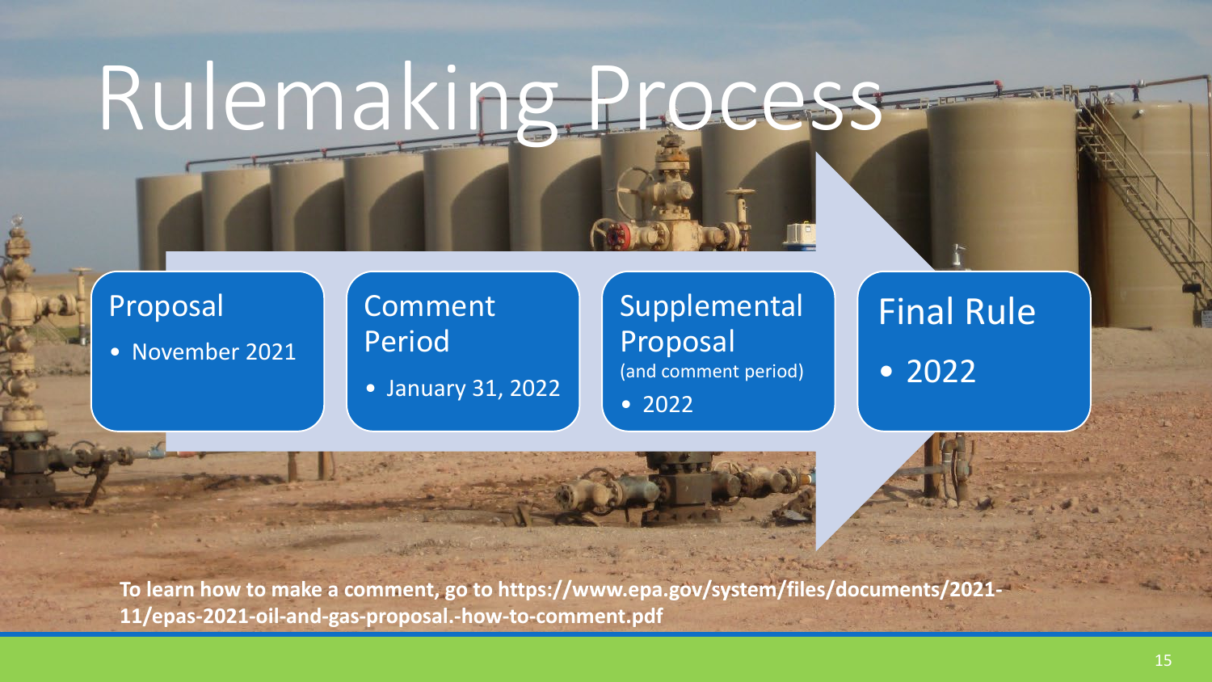# Rulemaking Process

### Proposal

- November 2021

### Comment Period

- January 31, 2022

### Supplemental Proposal

(and comment period)

- 2022

### Final Rule

- 2022

**To learn how to make a comment, go to https://www.epa.gov/system/files/documents/2021-11/epas-2021-oil-and-gas-proposal.-how-to-comment.pdf**